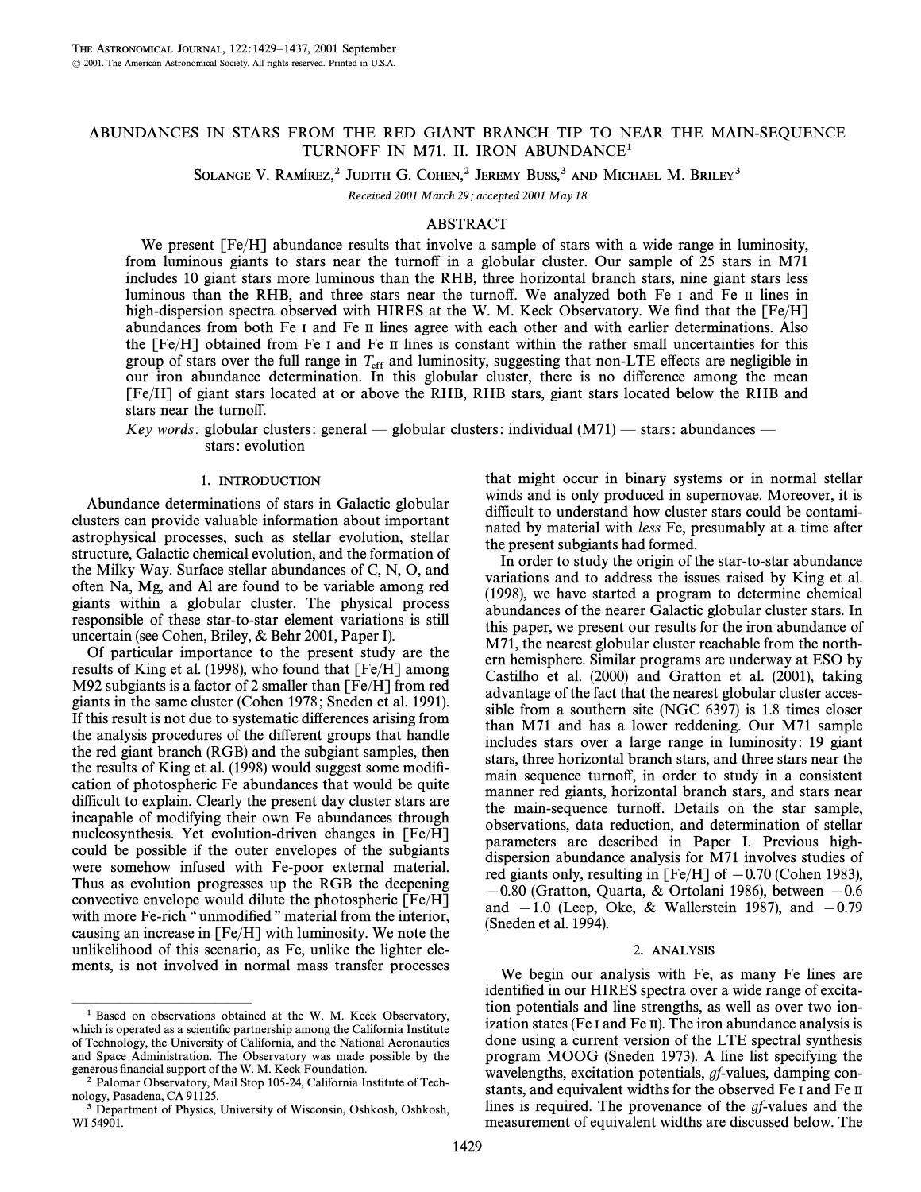# ABUNDANCES IN STARS FROM THE RED GIANT BRANCH TIP TO NEAR THE MAIN-SEQUENCE TURNOFF IN M71. II. IRON ABUNDANCE[1]

Solange V. Ramírez,[2] Judith G. Cohen,[2] Jeremy Buss,[3] and Michael M. Briley[3]

*Received 2001 March 29; accepted 2001 May 18*

## ABSTRACT

We present [Fe/H] abundance results that involve a sample of stars with a wide range in luminosity, from luminous giants to stars near the turnoff in a globular cluster. Our sample of 25 stars in M71 includes 10 giant stars more luminous than the RHB, three horizontal branch stars, nine giant stars less luminous than the RHB, and three stars near the turnoff. We analyzed both Fe I and Fe II lines in high-dispersion spectra observed with HIRES at the W. M. Keck Observatory. We find that the [Fe/H] abundances from both Fe I and Fe II lines agree with each other and with earlier determinations. Also the [Fe/H] obtained from Fe I and Fe II lines is constant within the rather small uncertainties for this group of stars over the full range in $T_{\rm eff}$ and luminosity, suggesting that non-LTE effects are negligible in our iron abundance determination. In this globular cluster, there is no difference among the mean [Fe/H] of giant stars located at or above the RHB, RHB stars, giant stars located below the RHB and stars near the turnoff.

*Key words:* globular clusters: general — globular clusters: individual (M71) — stars: abundances — stars: evolution

## 1. INTRODUCTION

Abundance determinations of stars in Galactic globular clusters can provide valuable information about important astrophysical processes, such as stellar evolution, stellar structure, Galactic chemical evolution, and the formation of the Milky Way. Surface stellar abundances of C, N, O, and often Na, Mg, and Al are found to be variable among red giants within a globular cluster. The physical process responsible of these star-to-star element variations is still uncertain (see Cohen, Briley, & Behr 2001, Paper I).

Of particular importance to the present study are the results of King et al. (1998), who found that [Fe/H] among M92 subgiants is a factor of 2 smaller than [Fe/H] from red giants in the same cluster (Cohen 1978; Sneden et al. 1991). If this result is not due to systematic differences arising from the analysis procedures of the different groups that handle the red giant branch (RGB) and the subgiant samples, then the results of King et al. (1998) would suggest some modification of photospheric Fe abundances that would be quite difficult to explain. Clearly the present day cluster stars are incapable of modifying their own Fe abundances through nucleosynthesis. Yet evolution-driven changes in [Fe/H] could be possible if the outer envelopes of the subgiants were somehow infused with Fe-poor external material. Thus as evolution progresses up the RGB the deepening convective envelope would dilute the photospheric [Fe/H] with more Fe-rich "unmodified" material from the interior, causing an increase in [Fe/H] with luminosity. We note the unlikelihood of this scenario, as Fe, unlike the lighter elements, is not involved in normal mass transfer processes that might occur in binary systems or in normal stellar winds and is only produced in supernovae. Moreover, it is difficult to understand how cluster stars could be contaminated by material with *less* Fe, presumably at a time after the present subgiants had formed.

In order to study the origin of the star-to-star abundance variations and to address the issues raised by King et al. (1998), we have started a program to determine chemical abundances of the nearer Galactic globular cluster stars. In this paper, we present our results for the iron abundance of M71, the nearest globular cluster reachable from the northern hemisphere. Similar programs are underway at ESO by Castilho et al. (2000) and Gratton et al. (2001), taking advantage of the fact that the nearest globular cluster accessible from a southern site (NGC 6397) is 1.8 times closer than M71 and has a lower reddening. Our M71 sample includes stars over a large range in luminosity: 19 giant stars, three horizontal branch stars, and three stars near the main sequence turnoff, in order to study in a consistent manner red giants, horizontal branch stars, and stars near the main-sequence turnoff. Details on the star sample, observations, data reduction, and determination of stellar parameters are described in Paper I. Previous high-dispersion abundance analysis for M71 involves studies of red giants only, resulting in [Fe/H] of −0.70 (Cohen 1983), −0.80 (Gratton, Quarta, & Ortolani 1986), between −0.6 and −1.0 (Leep, Oke, & Wallerstein 1987), and −0.79 (Sneden et al. 1994).

## 2. ANALYSIS

We begin our analysis with Fe, as many Fe lines are identified in our HIRES spectra over a wide range of excitation potentials and line strengths, as well as over two ionization states (Fe I and Fe II). The iron abundance analysis is done using a current version of the LTE spectral synthesis program MOOG (Sneden 1973). A line list specifying the wavelengths, excitation potentials, *gf*-values, damping constants, and equivalent widths for the observed Fe I and Fe II lines is required. The provenance of the *gf*-values and the measurement of equivalent widths are discussed below. The

---

[1] Based on observations obtained at the W. M. Keck Observatory, which is operated as a scientific partnership among the California Institute of Technology, the University of California, and the National Aeronautics and Space Administration. The Observatory was made possible by the generous financial support of the W. M. Keck Foundation.

[2] Palomar Observatory, Mail Stop 105-24, California Institute of Technology, Pasadena, CA 91125.

[3] Department of Physics, University of Wisconsin, Oshkosh, Oshkosh, WI 54901.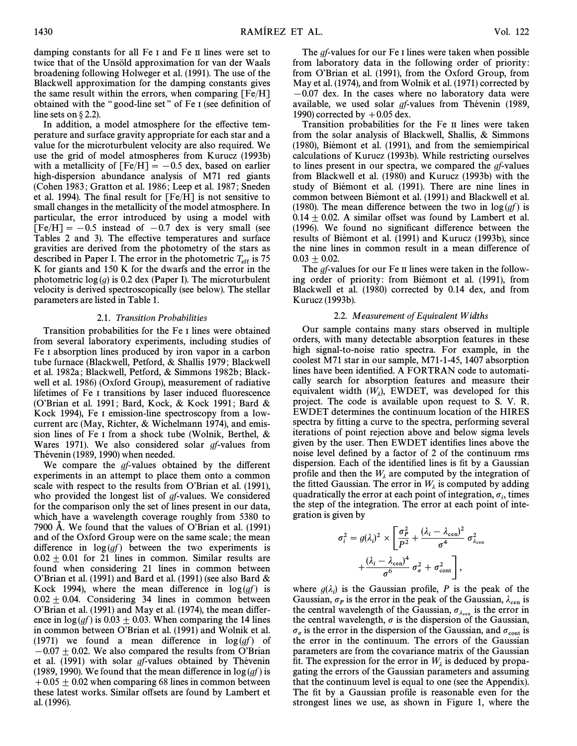damping constants for all Fe I and Fe II lines were set to twice that of the Unsöld approximation for van der Waals broadening following Holweger et al. (1991). The use of the Blackwell approximation for the damping constants gives the same result within the errors, when comparing [Fe/H] obtained with the "good-line set" of Fe I (see definition of line sets on § 2.2).

In addition, a model atmosphere for the effective temperature and surface gravity appropriate for each star and a value for the microturbulent velocity are also required. We use the grid of model atmospheres from Kurucz (1993b) with a metallicity of [Fe/H] = −0.5 dex, based on earlier high-dispersion abundance analysis of M71 red giants (Cohen 1983; Gratton et al. 1986; Leep et al. 1987; Sneden et al. 1994). The final result for [Fe/H] is not sensitive to small changes in the metallicity of the model atmosphere. In particular, the error introduced by using a model with [Fe/H] = −0.5 instead of −0.7 dex is very small (see Tables 2 and 3). The effective temperatures and surface gravities are derived from the photometry of the stars as described in Paper I. The error in the photometric $T_{\rm eff}$ is 75 K for giants and 150 K for the dwarfs and the error in the photometric $\log(g)$ is 0.2 dex (Paper I). The microturbulent velocity is derived spectroscopically (see below). The stellar parameters are listed in Table 1.

### 2.1. *Transition Probabilities*

Transition probabilities for the Fe I lines were obtained from several laboratory experiments, including studies of Fe I absorption lines produced by iron vapor in a carbon tube furnace (Blackwell, Petford, & Shallis 1979; Blackwell et al. 1982a; Blackwell, Petford, & Simmons 1982b; Blackwell et al. 1986) (Oxford Group), measurement of radiative lifetimes of Fe I transitions by laser induced fluorescence (O'Brian et al. 1991; Bard, Kock, & Kock 1991; Bard & Kock 1994), Fe I emission-line spectroscopy from a low-current arc (May, Richter, & Wichelmann 1974), and emission lines of Fe I from a shock tube (Wolnik, Berthel, & Wares 1971). We also considered solar *gf*-values from Thévenin (1989, 1990) when needed.

We compare the *gf*-values obtained by the different experiments in an attempt to place them onto a common scale with respect to the results from O'Brian et al. (1991), who provided the longest list of *gf*-values. We considered for the comparison only the set of lines present in our data, which have a wavelength coverage roughly from 5380 to 7900 Å. We found that the values of O'Brian et al. (1991) and of the Oxford Group were on the same scale; the mean difference in $\log(gf)$ between the two experiments is $0.02 \pm 0.01$ for 21 lines in common. Similar results are found when considering 21 lines in common between O'Brian et al. (1991) and Bard et al. (1991) (see also Bard & Kock 1994), where the mean difference in $\log(gf)$ is $0.02 \pm 0.04$. Considering 34 lines in common between O'Brian et al. (1991) and May et al. (1974), the mean difference in $\log(gf)$ is $0.03 \pm 0.03$. When comparing the 14 lines in common between O'Brian et al. (1991) and Wolnik et al. (1971) we found a mean difference in $\log(gf)$ of $-0.07 \pm 0.02$. We also compared the results from O'Brian et al. (1991) with solar *gf*-values obtained by Thévenin (1989, 1990). We found that the mean difference in $\log(gf)$ is $+0.05 \pm 0.02$ when comparing 68 lines in common between these latest works. Similar offsets are found by Lambert et al. (1996).

The *gf*-values for our Fe I lines were taken when possible from laboratory data in the following order of priority: from O'Brian et al. (1991), from the Oxford Group, from May et al. (1974), and from Wolnik et al. (1971) corrected by −0.07 dex. In the cases where no laboratory data were available, we used solar *gf*-values from Thévenin (1989, 1990) corrected by +0.05 dex.

Transition probabilities for the Fe II lines were taken from the solar analysis of Blackwell, Shallis, & Simmons (1980), Biémont et al. (1991), and from the semiempirical calculations of Kurucz (1993b). While restricting ourselves to lines present in our spectra, we compared the *gf*-values from Blackwell et al. (1980) and Kurucz (1993b) with the study of Biémont et al. (1991). There are nine lines in common between Biémont et al. (1991) and Blackwell et al. (1980). The mean difference between the two in $\log(gf)$ is $0.14 \pm 0.02$. A similar offset was found by Lambert et al. (1996). We found no significant difference between the results of Biémont et al. (1991) and Kurucz (1993b), since the nine lines in common result in a mean difference of $0.03 \pm 0.02$.

The *gf*-values for our Fe II lines were taken in the following order of priority: from Biémont et al. (1991), from Blackwell et al. (1980) corrected by 0.14 dex, and from Kurucz (1993b).

### 2.2. *Measurement of Equivalent Widths*

Our sample contains many stars observed in multiple orders, with many detectable absorption features in these high signal-to-noise ratio spectra. For example, in the coolest M71 star in our sample, M71-1-45, 1407 absorption lines have been identified. A FORTRAN code to automatically search for absorption features and measure their equivalent width ($W_\lambda$), EWDET, was developed for this project. The code is available upon request to S. V. R. EWDET determines the continuum location of the HIRES spectra by fitting a curve to the spectra, performing several iterations of point rejection above and below sigma levels given by the user. Then EWDET identifies lines above the noise level defined by a factor of 2 of the continuum rms dispersion. Each of the identified lines is fit by a Gaussian profile and then the $W_\lambda$ are computed by the integration of the fitted Gaussian. The error in $W_\lambda$ is computed by adding quadratically the error at each point of integration, $\sigma_i$, times the step of the integration. The error at each point of integration is given by

$$\sigma_i^2 = g(\lambda_i)^2 \times \left[\frac{\sigma_P^2}{P^2} + \frac{(\lambda_i - \lambda_{\rm cen})^2}{\sigma^4}\,\sigma_{\lambda_{\rm cen}}^2 + \frac{(\lambda_i - \lambda_{\rm cen})^4}{\sigma^6}\,\sigma_\sigma^2 + \sigma_{\rm cont}^2\right],$$

where $g(\lambda_i)$ is the Gaussian profile, $P$ is the peak of the Gaussian, $\sigma_P$ is the error in the peak of the Gaussian, $\lambda_{\rm cen}$ is the central wavelength of the Gaussian, $\sigma_{\lambda_{\rm cen}}$ is the error in the central wavelength, $\sigma$ is the dispersion of the Gaussian, $\sigma_\sigma$ is the error in the dispersion of the Gaussian, and $\sigma_{\rm cont}$ is the error in the continuum. The errors of the Gaussian parameters are from the covariance matrix of the Gaussian fit. The expression for the error in $W_\lambda$ is deduced by propagating the errors of the Gaussian parameters and assuming that the continuum level is equal to one (see the Appendix). The fit by a Gaussian profile is reasonable even for the strongest lines we use, as shown in Figure 1, where the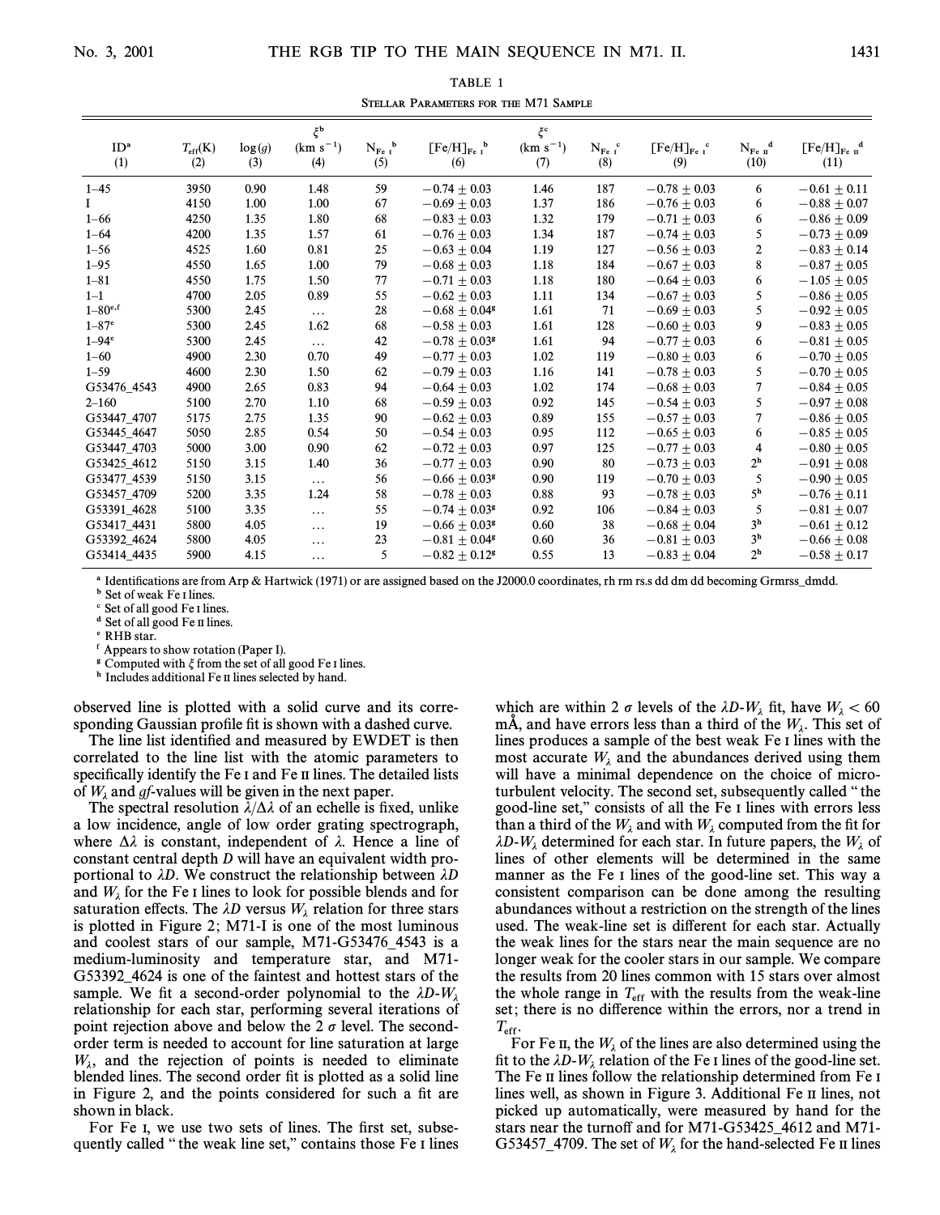TABLE 1

Stellar Parameters for the M71 Sample

| ID[a] (1) | $T_{eff}$(K) (2) | log(g) (3) | $\xi$[b] (km s$^{-1}$) (4) | $N_{Fe\,I}$[b] (5) | [Fe/H]$_{Fe\,I}$[b] (6) | $\xi$[c] (km s$^{-1}$) (7) | $N_{Fe\,I}$[c] (8) | [Fe/H]$_{Fe\,I}$[c] (9) | $N_{Fe\,II}$[d] (10) | [Fe/H]$_{Fe\,II}$[d] (11) |
|---|---|---|---|---|---|---|---|---|---|---|
| 1–45 | 3950 | 0.90 | 1.48 | 59 | −0.74 ± 0.03 | 1.46 | 187 | −0.78 ± 0.03 | 6 | −0.61 ± 0.11 |
| I | 4150 | 1.00 | 1.00 | 67 | −0.69 ± 0.03 | 1.37 | 186 | −0.76 ± 0.03 | 6 | −0.88 ± 0.07 |
| 1–66 | 4250 | 1.35 | 1.80 | 68 | −0.83 ± 0.03 | 1.32 | 179 | −0.71 ± 0.03 | 6 | −0.86 ± 0.09 |
| 1–64 | 4200 | 1.35 | 1.57 | 61 | −0.76 ± 0.03 | 1.34 | 187 | −0.74 ± 0.03 | 5 | −0.73 ± 0.09 |
| 1–56 | 4525 | 1.60 | 0.81 | 25 | −0.63 ± 0.04 | 1.19 | 127 | −0.56 ± 0.03 | 2 | −0.83 ± 0.14 |
| 1–95 | 4550 | 1.65 | 1.00 | 79 | −0.68 ± 0.03 | 1.18 | 184 | −0.67 ± 0.03 | 8 | −0.87 ± 0.05 |
| 1–81 | 4550 | 1.75 | 1.50 | 77 | −0.71 ± 0.03 | 1.18 | 180 | −0.64 ± 0.03 | 6 | −1.05 ± 0.05 |
| 1–1 | 4700 | 2.05 | 0.89 | 55 | −0.62 ± 0.03 | 1.11 | 134 | −0.67 ± 0.03 | 5 | −0.86 ± 0.05 |
| 1–80[e,f] | 5300 | 2.45 | ... | 28 | −0.68 ± 0.04[g] | 1.61 | 71 | −0.69 ± 0.03 | 5 | −0.92 ± 0.05 |
| 1–87[e] | 5300 | 2.45 | 1.62 | 68 | −0.58 ± 0.03 | 1.61 | 128 | −0.60 ± 0.03 | 9 | −0.83 ± 0.05 |
| 1–94[e] | 5300 | 2.45 | ... | 42 | −0.78 ± 0.03[g] | 1.61 | 94 | −0.77 ± 0.03 | 6 | −0.81 ± 0.05 |
| 1–60 | 4900 | 2.30 | 0.70 | 49 | −0.77 ± 0.03 | 1.02 | 119 | −0.80 ± 0.03 | 6 | −0.70 ± 0.05 |
| 1–59 | 4600 | 2.30 | 1.50 | 62 | −0.79 ± 0.03 | 1.16 | 141 | −0.78 ± 0.03 | 5 | −0.70 ± 0.05 |
| G53476_4543 | 4900 | 2.65 | 0.83 | 94 | −0.64 ± 0.03 | 1.02 | 174 | −0.68 ± 0.03 | 7 | −0.84 ± 0.05 |
| 2–160 | 5100 | 2.70 | 1.10 | 68 | −0.59 ± 0.03 | 0.92 | 145 | −0.54 ± 0.03 | 5 | −0.97 ± 0.08 |
| G53447_4707 | 5175 | 2.75 | 1.35 | 90 | −0.62 ± 0.03 | 0.89 | 155 | −0.57 ± 0.03 | 7 | −0.86 ± 0.05 |
| G53445_4647 | 5050 | 2.85 | 0.54 | 50 | −0.54 ± 0.03 | 0.95 | 112 | −0.65 ± 0.03 | 6 | −0.85 ± 0.05 |
| G53447_4703 | 5000 | 3.00 | 0.90 | 62 | −0.72 ± 0.03 | 0.97 | 125 | −0.77 ± 0.03 | 4 | −0.80 ± 0.05 |
| G53425_4612 | 5150 | 3.15 | 1.40 | 36 | −0.77 ± 0.03 | 0.90 | 80 | −0.73 ± 0.03 | 2[h] | −0.91 ± 0.08 |
| G53477_4539 | 5150 | 3.15 | ... | 56 | −0.66 ± 0.03[g] | 0.90 | 119 | −0.70 ± 0.03 | 5 | −0.90 ± 0.05 |
| G53457_4709 | 5200 | 3.35 | 1.24 | 58 | −0.78 ± 0.03 | 0.88 | 93 | −0.78 ± 0.03 | 5[h] | −0.76 ± 0.11 |
| G53391_4628 | 5100 | 3.35 | ... | 55 | −0.74 ± 0.03[g] | 0.92 | 106 | −0.84 ± 0.03 | 5 | −0.81 ± 0.07 |
| G53417_4431 | 5800 | 4.05 | ... | 19 | −0.66 ± 0.03[g] | 0.60 | 38 | −0.68 ± 0.04 | 3[h] | −0.61 ± 0.12 |
| G53392_4624 | 5800 | 4.05 | ... | 23 | −0.81 ± 0.04[g] | 0.60 | 36 | −0.81 ± 0.03 | 3[h] | −0.66 ± 0.08 |
| G53414_4435 | 5900 | 4.15 | ... | 5 | −0.82 ± 0.12[g] | 0.55 | 13 | −0.83 ± 0.04 | 2[h] | −0.58 ± 0.17 |

[a] Identifications are from Arp & Hartwick (1971) or are assigned based on the J2000.0 coordinates, rh rm rs.s dd dm dd becoming Grmrss_dmdd.
[b] Set of weak Fe I lines.
[c] Set of all good Fe I lines.
[d] Set of all good Fe II lines.
[e] RHB star.
[f] Appears to show rotation (Paper I).
[g] Computed with $\xi$ from the set of all good Fe I lines.
[h] Includes additional Fe II lines selected by hand.

observed line is plotted with a solid curve and its corresponding Gaussian profile fit is shown with a dashed curve.

The line list identified and measured by EWDET is then correlated to the line list with the atomic parameters to specifically identify the Fe I and Fe II lines. The detailed lists of $W_\lambda$ and *gf*-values will be given in the next paper.

The spectral resolution $\lambda/\Delta\lambda$ of an echelle is fixed, unlike a low incidence, angle of low order grating spectrograph, where $\Delta\lambda$ is constant, independent of $\lambda$. Hence a line of constant central depth $D$ will have an equivalent width proportional to $\lambda D$. We construct the relationship between $\lambda D$ and $W_\lambda$ for the Fe I lines to look for possible blends and for saturation effects. The $\lambda D$ versus $W_\lambda$ relation for three stars is plotted in Figure 2; M71-I is one of the most luminous and coolest stars of our sample, M71-G53476_4543 is a medium-luminosity and temperature star, and M71-G53392_4624 is one of the faintest and hottest stars of the sample. We fit a second-order polynomial to the $\lambda D$-$W_\lambda$ relationship for each star, performing several iterations of point rejection above and below the 2 $\sigma$ level. The second-order term is needed to account for line saturation at large $W_\lambda$, and the rejection of points is needed to eliminate blended lines. The second order fit is plotted as a solid line in Figure 2, and the points considered for such a fit are shown in black.

For Fe I, we use two sets of lines. The first set, subsequently called "the weak line set," contains those Fe I lines which are within 2 $\sigma$ levels of the $\lambda D$-$W_\lambda$ fit, have $W_\lambda < 60$ mÅ, and have errors less than a third of the $W_\lambda$. This set of lines produces a sample of the best weak Fe I lines with the most accurate $W_\lambda$ and the abundances derived using them will have a minimal dependence on the choice of microturbulent velocity. The second set, subsequently called "the good-line set," consists of all the Fe I lines with errors less than a third of the $W_\lambda$ and with $W_\lambda$ computed from the fit for $\lambda D$-$W_\lambda$ determined for each star. In future papers, the $W_\lambda$ of lines of other elements will be determined in the same manner as the Fe I lines of the good-line set. This way a consistent comparison can be done among the resulting abundances without a restriction on the strength of the lines used. The weak-line set is different for each star. Actually the weak lines for the stars near the main sequence are no longer weak for the cooler stars in our sample. We compare the results from 20 lines common with 15 stars over almost the whole range in $T_{eff}$ with the results from the weak-line set; there is no difference within the errors, nor a trend in $T_{eff}$.

For Fe II, the $W_\lambda$ of the lines are also determined using the fit to the $\lambda D$-$W_\lambda$ relation of the Fe I lines of the good-line set. The Fe II lines follow the relationship determined from Fe I lines well, as shown in Figure 3. Additional Fe II lines, not picked up automatically, were measured by hand for the stars near the turnoff and for M71-G53425_4612 and M71-G53457_4709. The set of $W_\lambda$ for the hand-selected Fe II lines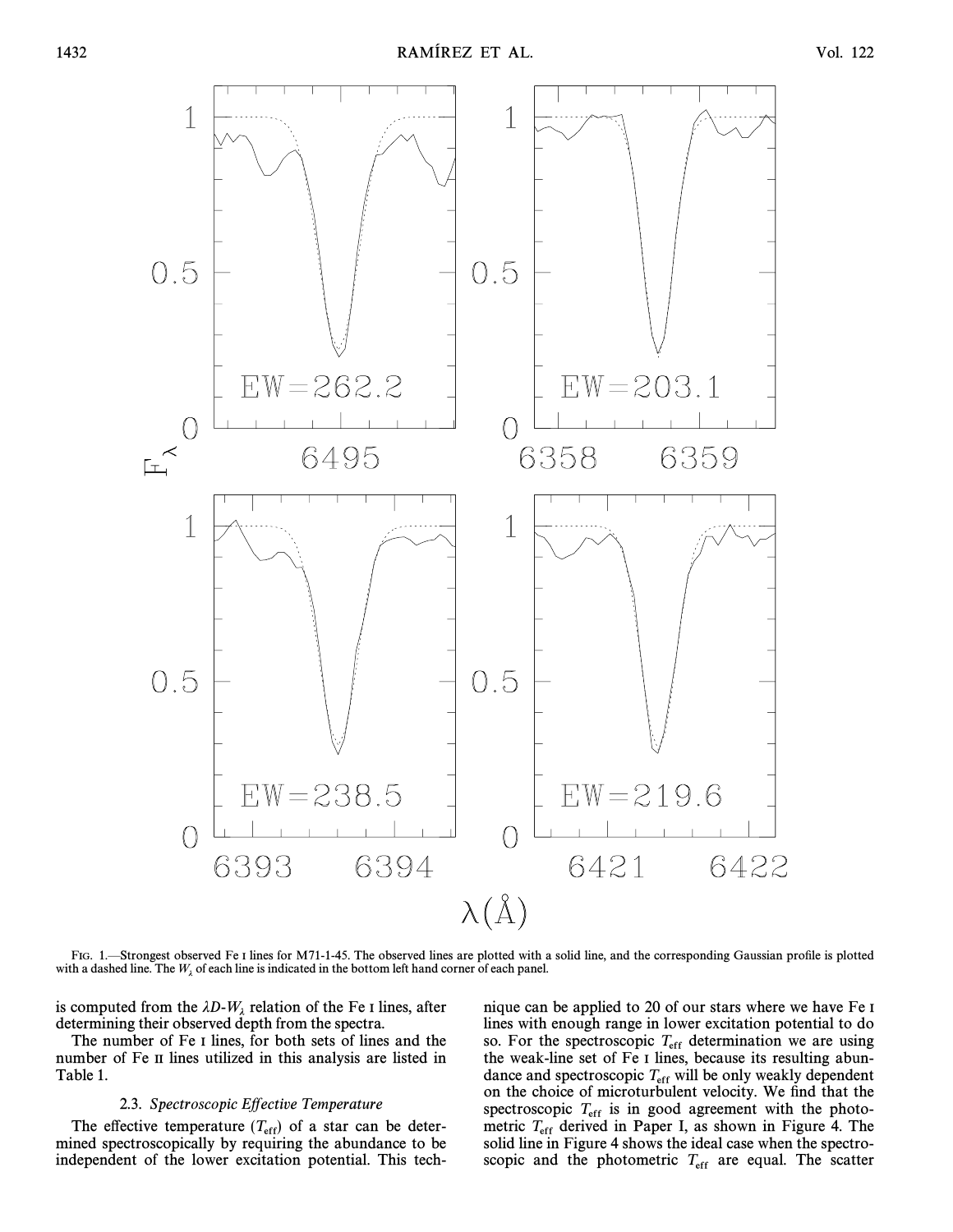FIG. 1.—Strongest observed Fe I lines for M71-1-45. The observed lines are plotted with a solid line, and the corresponding Gaussian profile is plotted with a dashed line. The $W_\lambda$ of each line is indicated in the bottom left hand corner of each panel.

is computed from the $\lambda D$-$W_\lambda$ relation of the Fe I lines, after determining their observed depth from the spectra.

The number of Fe I lines, for both sets of lines and the number of Fe II lines utilized in this analysis are listed in Table 1.

### 2.3. *Spectroscopic Effective Temperature*

The effective temperature ($T_{\rm eff}$) of a star can be determined spectroscopically by requiring the abundance to be independent of the lower excitation potential. This technique can be applied to 20 of our stars where we have Fe I lines with enough range in lower excitation potential to do so. For the spectroscopic $T_{\rm eff}$ determination we are using the weak-line set of Fe I lines, because its resulting abundance and spectroscopic $T_{\rm eff}$ will be only weakly dependent on the choice of microturbulent velocity. We find that the spectroscopic $T_{\rm eff}$ is in good agreement with the photometric $T_{\rm eff}$ derived in Paper I, as shown in Figure 4. The solid line in Figure 4 shows the ideal case when the spectroscopic and the photometric $T_{\rm eff}$ are equal. The scatter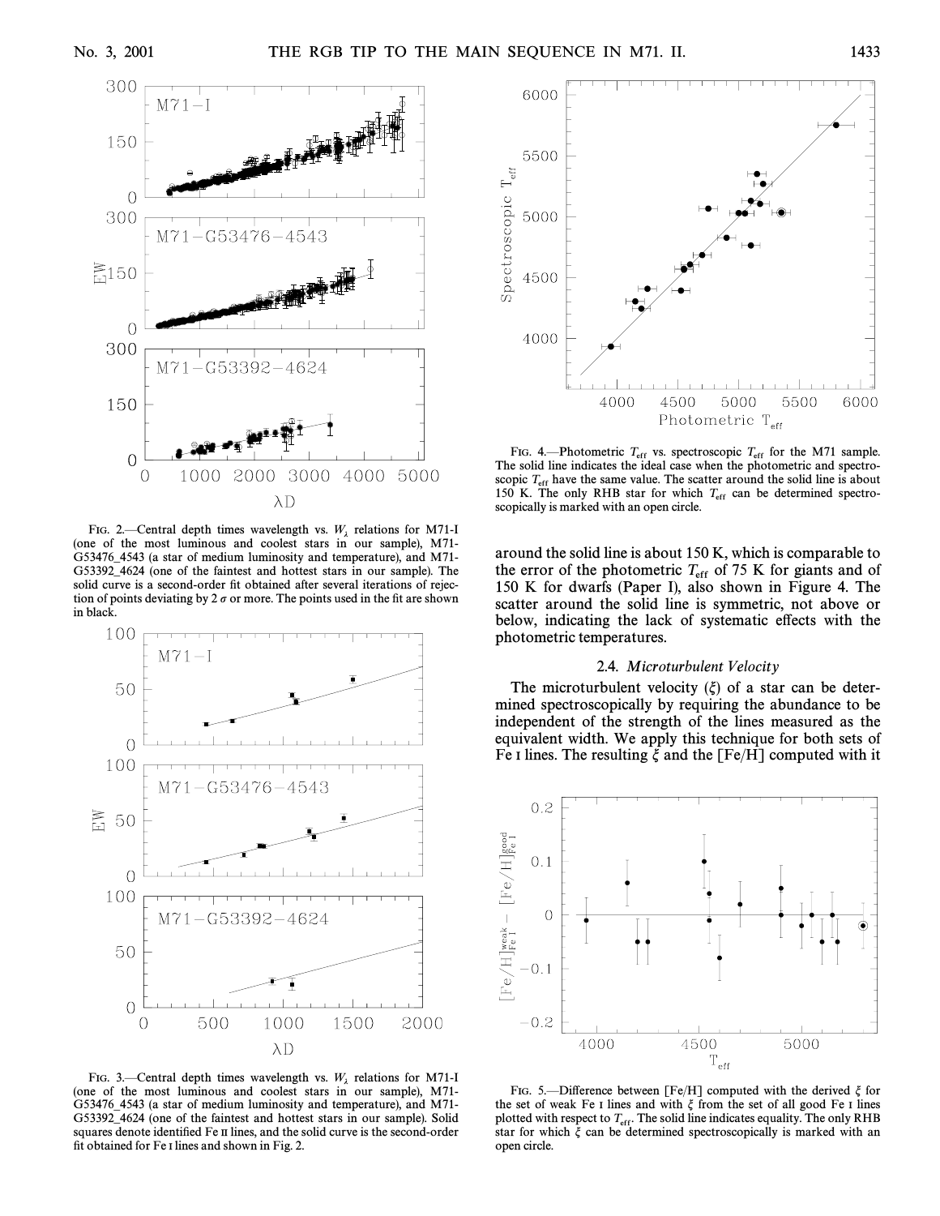FIG. 2.—Central depth times wavelength vs. $W_\lambda$ relations for M71-I (one of the most luminous and coolest stars in our sample), M71-G53476_4543 (a star of medium luminosity and temperature), and M71-G53392_4624 (one of the faintest and hottest stars in our sample). The solid curve is a second-order fit obtained after several iterations of rejection of points deviating by 2 $\sigma$ or more. The points used in the fit are shown in black.

FIG. 3.—Central depth times wavelength vs. $W_\lambda$ relations for M71-I (one of the most luminous and coolest stars in our sample), M71-G53476_4543 (a star of medium luminosity and temperature), and M71-G53392_4624 (one of the faintest and hottest stars in our sample). Solid squares denote identified Fe II lines, and the solid curve is the second-order fit obtained for Fe I lines and shown in Fig. 2.

FIG. 4.—Photometric $T_{\rm eff}$ vs. spectroscopic $T_{\rm eff}$ for the M71 sample. The solid line indicates the ideal case when the photometric and spectroscopic $T_{\rm eff}$ have the same value. The scatter around the solid line is about 150 K. The only RHB star for which $T_{\rm eff}$ can be determined spectroscopically is marked with an open circle.

around the solid line is about 150 K, which is comparable to the error of the photometric $T_{\rm eff}$ of 75 K for giants and of 150 K for dwarfs (Paper I), also shown in Figure 4. The scatter around the solid line is symmetric, not above or below, indicating the lack of systematic effects with the photometric temperatures.

### 2.4. *Microturbulent Velocity*

The microturbulent velocity ($\xi$) of a star can be determined spectroscopically by requiring the abundance to be independent of the strength of the lines measured as the equivalent width. We apply this technique for both sets of Fe I lines. The resulting $\xi$ and the [Fe/H] computed with it

FIG. 5.—Difference between [Fe/H] computed with the derived $\xi$ for the set of weak Fe I lines and with $\xi$ from the set of all good Fe I lines plotted with respect to $T_{\rm eff}$. The solid line indicates equality. The only RHB star for which $\xi$ can be determined spectroscopically is marked with an open circle.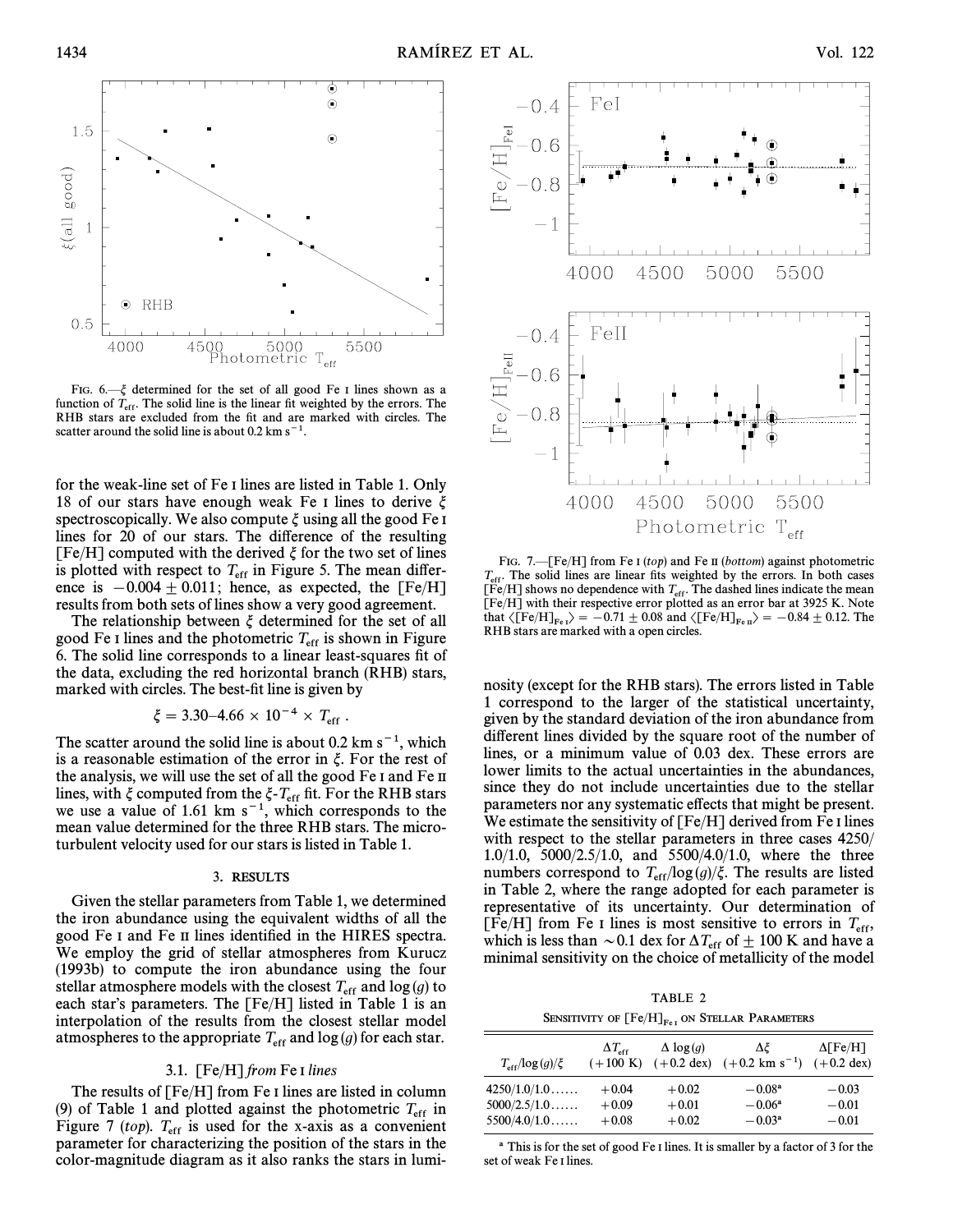FIG. 6.—$\xi$ determined for the set of all good Fe I lines shown as a function of $T_{\rm eff}$. The solid line is the linear fit weighted by the errors. The RHB stars are excluded from the fit and are marked with circles. The scatter around the solid line is about 0.2 km s$^{-1}$.

FIG. 7.—[Fe/H] from Fe I (*top*) and Fe II (*bottom*) against photometric $T_{\rm eff}$. The solid lines are linear fits weighted by the errors. In both cases [Fe/H] shows no dependence with $T_{\rm eff}$. The dashed lines indicate the mean [Fe/H] with their respective error plotted as an error bar at 3925 K. Note that $\langle[{\rm Fe/H}]_{\rm Fe\,I}\rangle = -0.71 \pm 0.08$ and $\langle[{\rm Fe/H}]_{\rm Fe\,II}\rangle = -0.84 \pm 0.12$. The RHB stars are marked with a open circles.

for the weak-line set of Fe I lines are listed in Table 1. Only 18 of our stars have enough weak Fe I lines to derive $\xi$ spectroscopically. We also compute $\xi$ using all the good Fe I lines for 20 of our stars. The difference of the resulting [Fe/H] computed with the derived $\xi$ for the two set of lines is plotted with respect to $T_{\rm eff}$ in Figure 5. The mean difference is $-0.004 \pm 0.011$; hence, as expected, the [Fe/H] results from both sets of lines show a very good agreement.

The relationship between $\xi$ determined for the set of all good Fe I lines and the photometric $T_{\rm eff}$ is shown in Figure 6. The solid line corresponds to a linear least-squares fit of the data, excluding the red horizontal branch (RHB) stars, marked with circles. The best-fit line is given by

$$\xi = 3.30 – 4.66 \times 10^{-4} \times T_{\rm eff} \,.$$

The scatter around the solid line is about 0.2 km s$^{-1}$, which is a reasonable estimation of the error in $\xi$. For the rest of the analysis, we will use the set of all the good Fe I and Fe II lines, with $\xi$ computed from the $\xi$-$T_{\rm eff}$ fit. For the RHB stars we use a value of 1.61 km s$^{-1}$, which corresponds to the mean value determined for the three RHB stars. The microturbulent velocity used for our stars is listed in Table 1.

## 3. RESULTS

Given the stellar parameters from Table 1, we determined the iron abundance using the equivalent widths of all the good Fe I and Fe II lines identified in the HIRES spectra. We employ the grid of stellar atmospheres from Kurucz (1993b) to compute the iron abundance using the four stellar atmosphere models with the closest $T_{\rm eff}$ and log ($g$) to each star's parameters. The [Fe/H] listed in Table 1 is an interpolation of the results from the closest stellar model atmospheres to the appropriate $T_{\rm eff}$ and log ($g$) for each star.

### 3.1. [Fe/H] *from* Fe I *lines*

The results of [Fe/H] from Fe I lines are listed in column (9) of Table 1 and plotted against the photometric $T_{\rm eff}$ in Figure 7 (*top*). $T_{\rm eff}$ is used for the x-axis as a convenient parameter for characterizing the position of the stars in the color-magnitude diagram as it also ranks the stars in luminosity (except for the RHB stars). The errors listed in Table 1 correspond to the larger of the statistical uncertainty, given by the standard deviation of the iron abundance from different lines divided by the square root of the number of lines, or a minimum value of 0.03 dex. These errors are lower limits to the actual uncertainties in the abundances, since they do not include uncertainties due to the stellar parameters nor any systematic effects that might be present. We estimate the sensitivity of [Fe/H] derived from Fe I lines with respect to the stellar parameters in three cases 4250/1.0/1.0, 5000/2.5/1.0, and 5500/4.0/1.0, where the three numbers correspond to $T_{\rm eff}$/log ($g$)/$\xi$. The results are listed in Table 2, where the range adopted for each parameter is representative of its uncertainty. Our determination of [Fe/H] from Fe I lines is most sensitive to errors in $T_{\rm eff}$, which is less than ~0.1 dex for $\Delta T_{\rm eff}$ of $\pm$ 100 K and have a minimal sensitivity on the choice of metallicity of the model

TABLE 2
SENSITIVITY OF $[{\rm Fe/H}]_{\rm Fe\,I}$ ON STELLAR PARAMETERS

| $T_{\rm eff}$/log ($g$)/$\xi$ | $\Delta T_{\rm eff}$ (+100 K) | $\Delta$ log ($g$) (+0.2 dex) | $\Delta\xi$ (+0.2 km s$^{-1}$) | $\Delta$[Fe/H] (+0.2 dex) |
|---|---|---|---|---|
| 4250/1.0/1.0…… | +0.04 | +0.02 | −0.08[a] | −0.03 |
| 5000/2.5/1.0…… | +0.09 | +0.01 | −0.06[a] | −0.01 |
| 5500/4.0/1.0…… | +0.08 | +0.02 | −0.03[a] | −0.01 |

[a] This is for the set of good Fe I lines. It is smaller by a factor of 3 for the set of weak Fe I lines.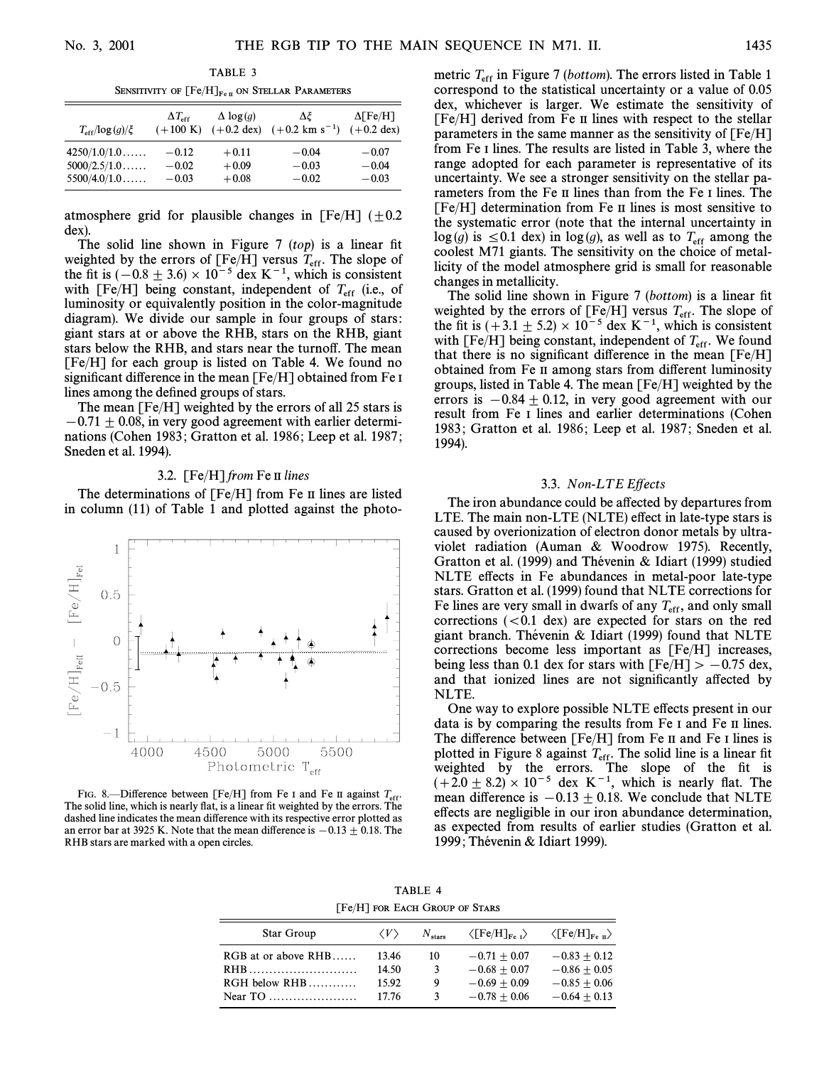TABLE 3

SENSITIVITY OF $[Fe/H]_{Fe\,II}$ ON STELLAR PARAMETERS

| $T_{eff}/\log(g)/\xi$ | $\Delta T_{eff}$ (+100 K) | $\Delta \log(g)$ (+0.2 dex) | $\Delta\xi$ (+0.2 km s$^{-1}$) | $\Delta$[Fe/H] (+0.2 dex) |
|---|---|---|---|---|
| 4250/1.0/1.0...... | −0.12 | +0.11 | −0.04 | −0.07 |
| 5000/2.5/1.0...... | −0.02 | +0.09 | −0.03 | −0.04 |
| 5500/4.0/1.0...... | −0.03 | +0.08 | −0.02 | −0.03 |

atmosphere grid for plausible changes in [Fe/H] (±0.2 dex).

The solid line shown in Figure 7 (*top*) is a linear fit weighted by the errors of [Fe/H] versus $T_{eff}$. The slope of the fit is $(-0.8 \pm 3.6) \times 10^{-5}$ dex K$^{-1}$, which is consistent with [Fe/H] being constant, independent of $T_{eff}$ (i.e., of luminosity or equivalently position in the color-magnitude diagram). We divide our sample in four groups of stars: giant stars at or above the RHB, stars on the RHB, giant stars below the RHB, and stars near the turnoff. The mean [Fe/H] for each group is listed on Table 4. We found no significant difference in the mean [Fe/H] obtained from Fe I lines among the defined groups of stars.

The mean [Fe/H] weighted by the errors of all 25 stars is $-0.71 \pm 0.08$, in very good agreement with earlier determinations (Cohen 1983; Gratton et al. 1986; Leep et al. 1987; Sneden et al. 1994).

### 3.2. *[Fe/H] from* Fe II *lines*

The determinations of [Fe/H] from Fe II lines are listed in column (11) of Table 1 and plotted against the photometric $T_{eff}$ in Figure 7 (*bottom*). The errors listed in Table 1 correspond to the statistical uncertainty or a value of 0.05 dex, whichever is larger. We estimate the sensitivity of [Fe/H] derived from Fe II lines with respect to the stellar parameters in the same manner as the sensitivity of [Fe/H] from Fe I lines. The results are listed in Table 3, where the range adopted for each parameter is representative of its uncertainty. We see a stronger sensitivity on the stellar parameters from the Fe II lines than from the Fe I lines. The [Fe/H] determination from Fe II lines is most sensitive to the systematic error (note that the internal uncertainty in $\log(g)$ is $\leq 0.1$ dex) in $\log(g)$, as well as to $T_{eff}$ among the coolest M71 giants. The sensitivity on the choice of metallicity of the model atmosphere grid is small for reasonable changes in metallicity.

The solid line shown in Figure 7 (*bottom*) is a linear fit weighted by the errors of [Fe/H] versus $T_{eff}$. The slope of the fit is $(+3.1 \pm 5.2) \times 10^{-5}$ dex K$^{-1}$, which is consistent with [Fe/H] being constant, independent of $T_{eff}$. We found that there is no significant difference in the mean [Fe/H] obtained from Fe II among stars from different luminosity groups, listed in Table 4. The mean [Fe/H] weighted by the errors is $-0.84 \pm 0.12$, in very good agreement with our result from Fe I lines and earlier determinations (Cohen 1983; Gratton et al. 1986; Leep et al. 1987; Sneden et al. 1994).

FIG. 8.—Difference between [Fe/H] from Fe I and Fe II against $T_{eff}$. The solid line, which is nearly flat, is a linear fit weighted by the errors. The dashed line indicates the mean difference with its respective error plotted as an error bar at 3925 K. Note that the mean difference is $-0.13 \pm 0.18$. The RHB stars are marked with a open circles.

### 3.3. *Non-LTE Effects*

The iron abundance could be affected by departures from LTE. The main non-LTE (NLTE) effect in late-type stars is caused by overionization of electron donor metals by ultraviolet radiation (Auman & Woodrow 1975). Recently, Gratton et al. (1999) and Thévenin & Idiart (1999) studied NLTE effects in Fe abundances in metal-poor late-type stars. Gratton et al. (1999) found that NLTE corrections for Fe lines are very small in dwarfs of any $T_{eff}$, and only small corrections (<0.1 dex) are expected for stars on the red giant branch. Thévenin & Idiart (1999) found that NLTE corrections become less important as [Fe/H] increases, being less than 0.1 dex for stars with [Fe/H] > −0.75 dex, and that ionized lines are not significantly affected by NLTE.

One way to explore possible NLTE effects present in our data is by comparing the results from Fe I and Fe II lines. The difference between [Fe/H] from Fe II and Fe I lines is plotted in Figure 8 against $T_{eff}$. The solid line is a linear fit weighted by the errors. The slope of the fit is $(+2.0 \pm 8.2) \times 10^{-5}$ dex K$^{-1}$, which is nearly flat. The mean difference is $-0.13 \pm 0.18$. We conclude that NLTE effects are negligible in our iron abundance determination, as expected from results of earlier studies (Gratton et al. 1999; Thévenin & Idiart 1999).

TABLE 4

[Fe/H] FOR EACH GROUP OF STARS

| Star Group | $\langle V \rangle$ | $N_{stars}$ | $\langle [Fe/H]_{Fe\,I} \rangle$ | $\langle [Fe/H]_{Fe\,II} \rangle$ |
|---|---|---|---|---|
| RGB at or above RHB...... | 13.46 | 10 | −0.71 ± 0.07 | −0.83 ± 0.12 |
| RHB........................... | 14.50 | 3 | −0.68 ± 0.07 | −0.86 ± 0.05 |
| RGH below RHB............ | 15.92 | 9 | −0.69 ± 0.09 | −0.85 ± 0.06 |
| Near TO ...................... | 17.76 | 3 | −0.78 ± 0.06 | −0.64 ± 0.13 |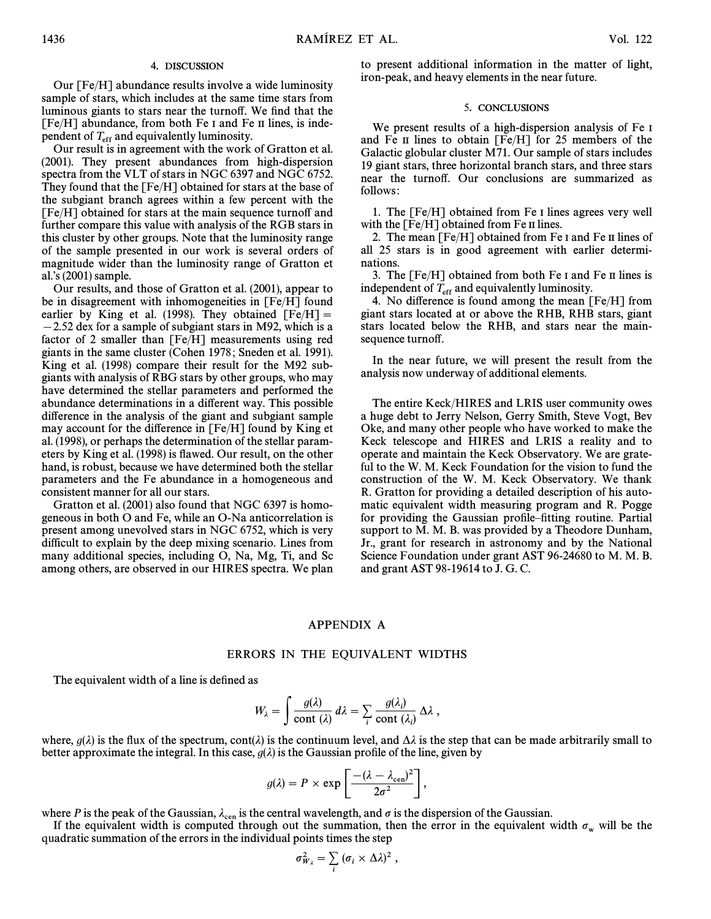## 4. DISCUSSION

Our [Fe/H] abundance results involve a wide luminosity sample of stars, which includes at the same time stars from luminous giants to stars near the turnoff. We find that the [Fe/H] abundance, from both Fe I and Fe II lines, is independent of $T_{\rm eff}$ and equivalently luminosity.

Our result is in agreement with the work of Gratton et al. (2001). They present abundances from high-dispersion spectra from the VLT of stars in NGC 6397 and NGC 6752. They found that the [Fe/H] obtained for stars at the base of the subgiant branch agrees within a few percent with the [Fe/H] obtained for stars at the main sequence turnoff and further compare this value with analysis of the RGB stars in this cluster by other groups. Note that the luminosity range of the sample presented in our work is several orders of magnitude wider than the luminosity range of Gratton et al.'s (2001) sample.

Our results, and those of Gratton et al. (2001), appear to be in disagreement with inhomogeneities in [Fe/H] found earlier by King et al. (1998). They obtained [Fe/H] = −2.52 dex for a sample of subgiant stars in M92, which is a factor of 2 smaller than [Fe/H] measurements using red giants in the same cluster (Cohen 1978; Sneden et al. 1991). King et al. (1998) compare their result for the M92 subgiants with analysis of RBG stars by other groups, who may have determined the stellar parameters and performed the abundance determinations in a different way. This possible difference in the analysis of the giant and subgiant sample may account for the difference in [Fe/H] found by King et al. (1998), or perhaps the determination of the stellar parameters by King et al. (1998) is flawed. Our result, on the other hand, is robust, because we have determined both the stellar parameters and the Fe abundance in a homogeneous and consistent manner for all our stars.

Gratton et al. (2001) also found that NGC 6397 is homogeneous in both O and Fe, while an O-Na anticorrelation is present among unevolved stars in NGC 6752, which is very difficult to explain by the deep mixing scenario. Lines from many additional species, including O, Na, Mg, Ti, and Sc among others, are observed in our HIRES spectra. We plan to present additional information in the matter of light, iron-peak, and heavy elements in the near future.

## 5. CONCLUSIONS

We present results of a high-dispersion analysis of Fe I and Fe II lines to obtain [Fe/H] for 25 members of the Galactic globular cluster M71. Our sample of stars includes 19 giant stars, three horizontal branch stars, and three stars near the turnoff. Our conclusions are summarized as follows:

1. The [Fe/H] obtained from Fe I lines agrees very well with the [Fe/H] obtained from Fe II lines.
2. The mean [Fe/H] obtained from Fe I and Fe II lines of all 25 stars is in good agreement with earlier determinations.
3. The [Fe/H] obtained from both Fe I and Fe II lines is independent of $T_{\rm eff}$ and equivalently luminosity.
4. No difference is found among the mean [Fe/H] from giant stars located at or above the RHB, RHB stars, giant stars located below the RHB, and stars near the main-sequence turnoff.

In the near future, we will present the result from the analysis now underway of additional elements.

The entire Keck/HIRES and LRIS user community owes a huge debt to Jerry Nelson, Gerry Smith, Steve Vogt, Bev Oke, and many other people who have worked to make the Keck telescope and HIRES and LRIS a reality and to operate and maintain the Keck Observatory. We are grateful to the W. M. Keck Foundation for the vision to fund the construction of the W. M. Keck Observatory. We thank R. Gratton for providing a detailed description of his automatic equivalent width measuring program and R. Pogge for providing the Gaussian profile–fitting routine. Partial support to M. M. B. was provided by a Theodore Dunham, Jr., grant for research in astronomy and by the National Science Foundation under grant AST 96-24680 to M. M. B. and grant AST 98-19614 to J. G. C.

## APPENDIX A

## ERRORS IN THE EQUIVALENT WIDTHS

The equivalent width of a line is defined as

$$W_\lambda = \int \frac{g(\lambda)}{\mathrm{cont}\,(\lambda)}\,d\lambda = \sum_i \frac{g(\lambda_i)}{\mathrm{cont}\,(\lambda_i)}\,\Delta\lambda\ ,$$

where, $g(\lambda)$ is the flux of the spectrum, cont($\lambda$) is the continuum level, and $\Delta\lambda$ is the step that can be made arbitrarily small to better approximate the integral. In this case, $g(\lambda)$ is the Gaussian profile of the line, given by

$$g(\lambda) = P \times \exp\left[\frac{-(\lambda - \lambda_{\rm cen})^2}{2\sigma^2}\right],$$

where $P$ is the peak of the Gaussian, $\lambda_{\rm cen}$ is the central wavelength, and $\sigma$ is the dispersion of the Gaussian.

If the equivalent width is computed through out the summation, then the error in the equivalent width $\sigma_{\rm w}$ will be the quadratic summation of the errors in the individual points times the step

$$\sigma^2_{W_\lambda} = \sum_i (\sigma_i \times \Delta\lambda)^2\ ,$$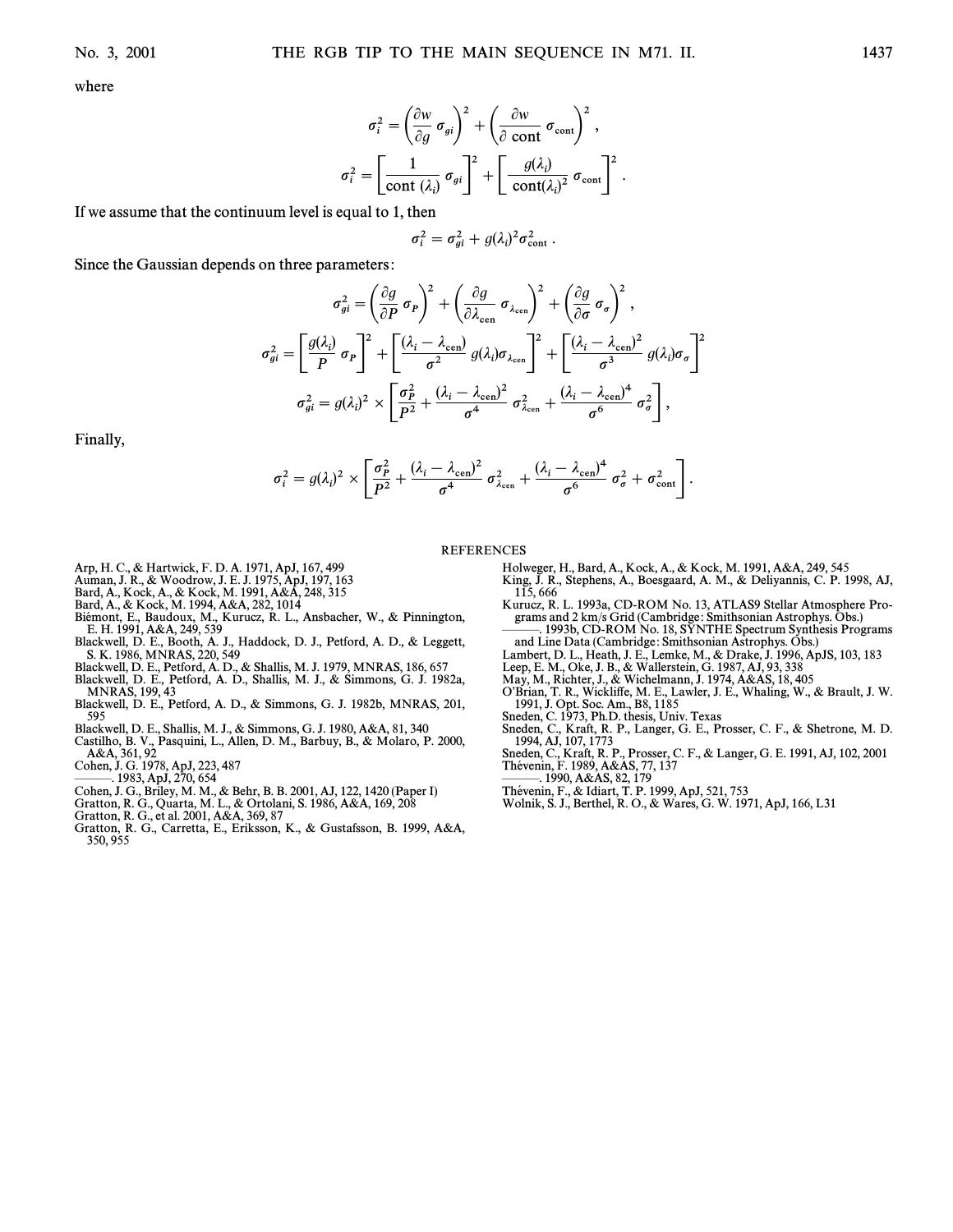where

$$\sigma_i^2 = \left(\frac{\partial w}{\partial g}\,\sigma_{gi}\right)^2 + \left(\frac{\partial w}{\partial\ \mathrm{cont}}\,\sigma_{\mathrm{cont}}\right)^2 ,$$

$$\sigma_i^2 = \left[\frac{1}{\mathrm{cont}\ (\lambda_i)}\,\sigma_{gi}\right]^2 + \left[\frac{g(\lambda_i)}{\mathrm{cont}(\lambda_i)^2}\,\sigma_{\mathrm{cont}}\right]^2 .$$

If we assume that the continuum level is equal to 1, then

$$\sigma_i^2 = \sigma_{gi}^2 + g(\lambda_i)^2 \sigma_{\mathrm{cont}}^2 .$$

Since the Gaussian depends on three parameters:

$$\sigma_{gi}^2 = \left(\frac{\partial g}{\partial P}\,\sigma_P\right)^2 + \left(\frac{\partial g}{\partial \lambda_{\mathrm{cen}}}\,\sigma_{\lambda_{\mathrm{cen}}}\right)^2 + \left(\frac{\partial g}{\partial \sigma}\,\sigma_\sigma\right)^2 ,$$

$$\sigma_{gi}^2 = \left[\frac{g(\lambda_i)}{P}\,\sigma_P\right]^2 + \left[\frac{(\lambda_i - \lambda_{\mathrm{cen}})}{\sigma^2}\,g(\lambda_i)\sigma_{\lambda_{\mathrm{cen}}}\right]^2 + \left[\frac{(\lambda_i - \lambda_{\mathrm{cen}})^2}{\sigma^3}\,g(\lambda_i)\sigma_\sigma\right]^2$$

$$\sigma_{gi}^2 = g(\lambda_i)^2 \times \left[\frac{\sigma_P^2}{P^2} + \frac{(\lambda_i - \lambda_{\mathrm{cen}})^2}{\sigma^4}\,\sigma_{\lambda_{\mathrm{cen}}}^2 + \frac{(\lambda_i - \lambda_{\mathrm{cen}})^4}{\sigma^6}\,\sigma_\sigma^2\right],$$

Finally,

$$\sigma_i^2 = g(\lambda_i)^2 \times \left[\frac{\sigma_P^2}{P^2} + \frac{(\lambda_i - \lambda_{\mathrm{cen}})^2}{\sigma^4}\,\sigma_{\lambda_{\mathrm{cen}}}^2 + \frac{(\lambda_i - \lambda_{\mathrm{cen}})^4}{\sigma^6}\,\sigma_\sigma^2 + \sigma_{\mathrm{cont}}^2\right].$$

## REFERENCES

Arp, H. C., & Hartwick, F. D. A. 1971, ApJ, 167, 499
Auman, J. R., & Woodrow, J. E. J. 1975, ApJ, 197, 163
Bard, A., Kock, A., & Kock, M. 1991, A&A, 248, 315
Bard, A., & Kock, M. 1994, A&A, 282, 1014
Biémont, E., Baudoux, M., Kurucz, R. L., Ansbacher, W., & Pinnington, E. H. 1991, A&A, 249, 539
Blackwell, D. E., Booth, A. J., Haddock, D. J., Petford, A. D., & Leggett, S. K. 1986, MNRAS, 220, 549
Blackwell, D. E., Petford, A. D., & Shallis, M. J. 1979, MNRAS, 186, 657
Blackwell, D. E., Petford, A. D., Shallis, M. J., & Simmons, G. J. 1982a, MNRAS, 199, 43
Blackwell, D. E., Petford, A. D., & Simmons, G. J. 1982b, MNRAS, 201, 595
Blackwell, D. E., Shallis, M. J., & Simmons, G. J. 1980, A&A, 81, 340
Castilho, B. V., Pasquini, L., Allen, D. M., Barbuy, B., & Molaro, P. 2000, A&A, 361, 92
Cohen, J. G. 1978, ApJ, 223, 487
———. 1983, ApJ, 270, 654
Cohen, J. G., Briley, M. M., & Behr, B. B. 2001, AJ, 122, 1420 (Paper I)
Gratton, R. G., Quarta, M. L., & Ortolani, S. 1986, A&A, 169, 208
Gratton, R. G., et al. 2001, A&A, 369, 87
Gratton, R. G., Carretta, E., Eriksson, K., & Gustafsson, B. 1999, A&A, 350, 955
Holweger, H., Bard, A., Kock, A., & Kock, M. 1991, A&A, 249, 545
King, J. R., Stephens, A., Boesgaard, A. M., & Deliyannis, C. P. 1998, AJ, 115, 666
Kurucz, R. L. 1993a, CD-ROM No. 13, ATLAS9 Stellar Atmosphere Programs and 2 km/s Grid (Cambridge: Smithsonian Astrophys. Obs.)
———. 1993b, CD-ROM No. 18, SYNTHE Spectrum Synthesis Programs and Line Data (Cambridge: Smithsonian Astrophys. Obs.)
Lambert, D. L., Heath, J. E., Lemke, M., & Drake, J. 1996, ApJS, 103, 183
Leep, E. M., Oke, J. B., & Wallerstein, G. 1987, AJ, 93, 338
May, M., Richter, J., & Wichelmann, J. 1974, A&AS, 18, 405
O'Brian, T. R., Wickliffe, M. E., Lawler, J. E., Whaling, W., & Brault, J. W. 1991, J. Opt. Soc. Am., B8, 1185
Sneden, C. 1973, Ph.D. thesis, Univ. Texas
Sneden, C., Kraft, R. P., Langer, G. E., Prosser, C. F., & Shetrone, M. D. 1994, AJ, 107, 1773
Sneden, C., Kraft, R. P., Prosser, C. F., & Langer, G. E. 1991, AJ, 102, 2001
Thévenin, F. 1989, A&AS, 77, 137
———. 1990, A&AS, 82, 179
Thévenin, F., & Idiart, T. P. 1999, ApJ, 521, 753
Wolnik, S. J., Berthel, R. O., & Wares, G. W. 1971, ApJ, 166, L31